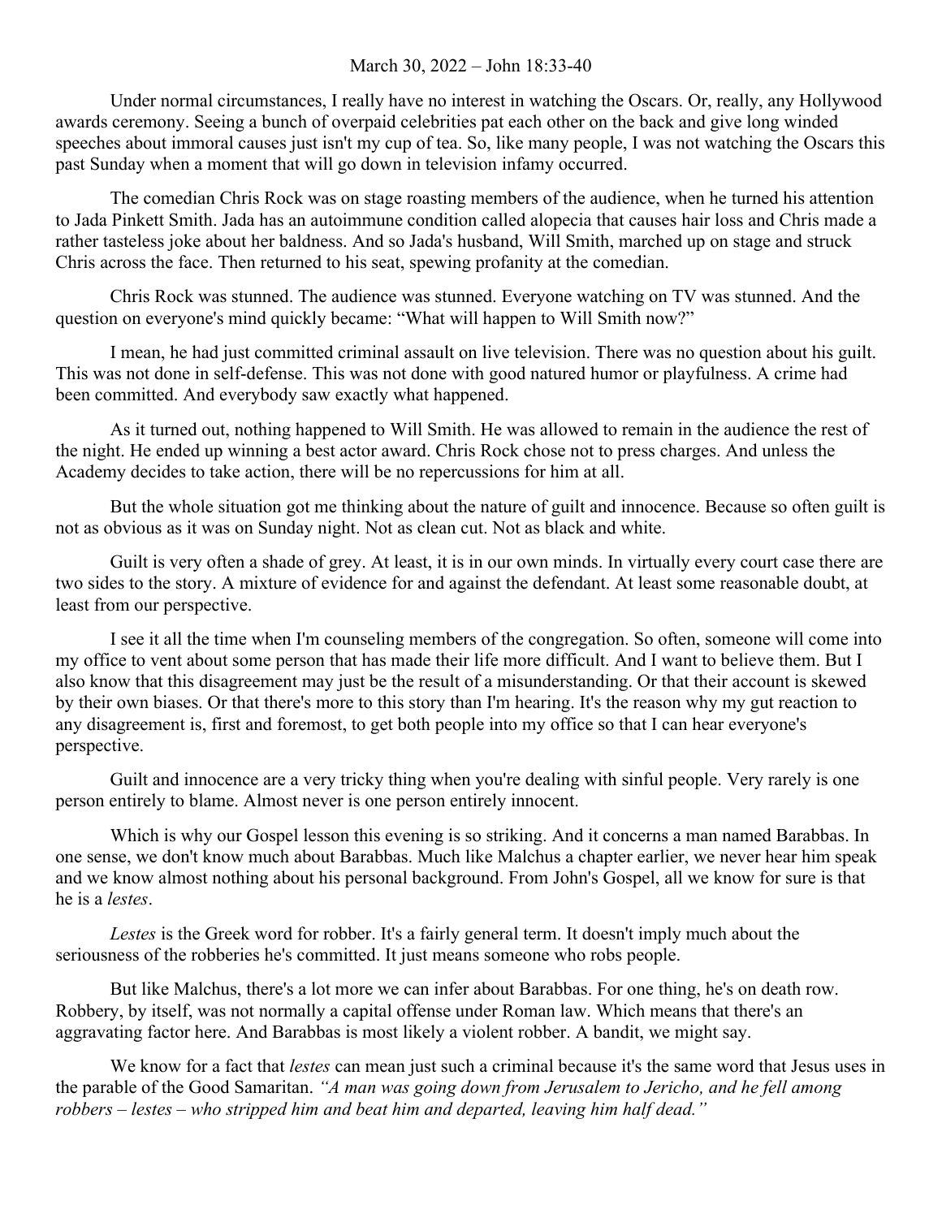March 30, 2022 – John 18:33-40

Under normal circumstances, I really have no interest in watching the Oscars. Or, really, any Hollywood awards ceremony. Seeing a bunch of overpaid celebrities pat each other on the back and give long winded speeches about immoral causes just isn't my cup of tea. So, like many people, I was not watching the Oscars this past Sunday when a moment that will go down in television infamy occurred.

The comedian Chris Rock was on stage roasting members of the audience, when he turned his attention to Jada Pinkett Smith. Jada has an autoimmune condition called alopecia that causes hair loss and Chris made a rather tasteless joke about her baldness. And so Jada's husband, Will Smith, marched up on stage and struck Chris across the face. Then returned to his seat, spewing profanity at the comedian.

Chris Rock was stunned. The audience was stunned. Everyone watching on TV was stunned. And the question on everyone's mind quickly became: "What will happen to Will Smith now?"

I mean, he had just committed criminal assault on live television. There was no question about his guilt. This was not done in self-defense. This was not done with good natured humor or playfulness. A crime had been committed. And everybody saw exactly what happened.

As it turned out, nothing happened to Will Smith. He was allowed to remain in the audience the rest of the night. He ended up winning a best actor award. Chris Rock chose not to press charges. And unless the Academy decides to take action, there will be no repercussions for him at all.

But the whole situation got me thinking about the nature of guilt and innocence. Because so often guilt is not as obvious as it was on Sunday night. Not as clean cut. Not as black and white.

Guilt is very often a shade of grey. At least, it is in our own minds. In virtually every court case there are two sides to the story. A mixture of evidence for and against the defendant. At least some reasonable doubt, at least from our perspective.

I see it all the time when I'm counseling members of the congregation. So often, someone will come into my office to vent about some person that has made their life more difficult. And I want to believe them. But I also know that this disagreement may just be the result of a misunderstanding. Or that their account is skewed by their own biases. Or that there's more to this story than I'm hearing. It's the reason why my gut reaction to any disagreement is, first and foremost, to get both people into my office so that I can hear everyone's perspective.

Guilt and innocence are a very tricky thing when you're dealing with sinful people. Very rarely is one person entirely to blame. Almost never is one person entirely innocent.

Which is why our Gospel lesson this evening is so striking. And it concerns a man named Barabbas. In one sense, we don't know much about Barabbas. Much like Malchus a chapter earlier, we never hear him speak and we know almost nothing about his personal background. From John's Gospel, all we know for sure is that he is a *lestes*.

*Lestes* is the Greek word for robber. It's a fairly general term. It doesn't imply much about the seriousness of the robberies he's committed. It just means someone who robs people.

But like Malchus, there's a lot more we can infer about Barabbas. For one thing, he's on death row. Robbery, by itself, was not normally a capital offense under Roman law. Which means that there's an aggravating factor here. And Barabbas is most likely a violent robber. A bandit, we might say.

We know for a fact that *lestes* can mean just such a criminal because it's the same word that Jesus uses in the parable of the Good Samaritan. *"A man was going down from Jerusalem to Jericho, and he fell among robbers – lestes – who stripped him and beat him and departed, leaving him half dead."*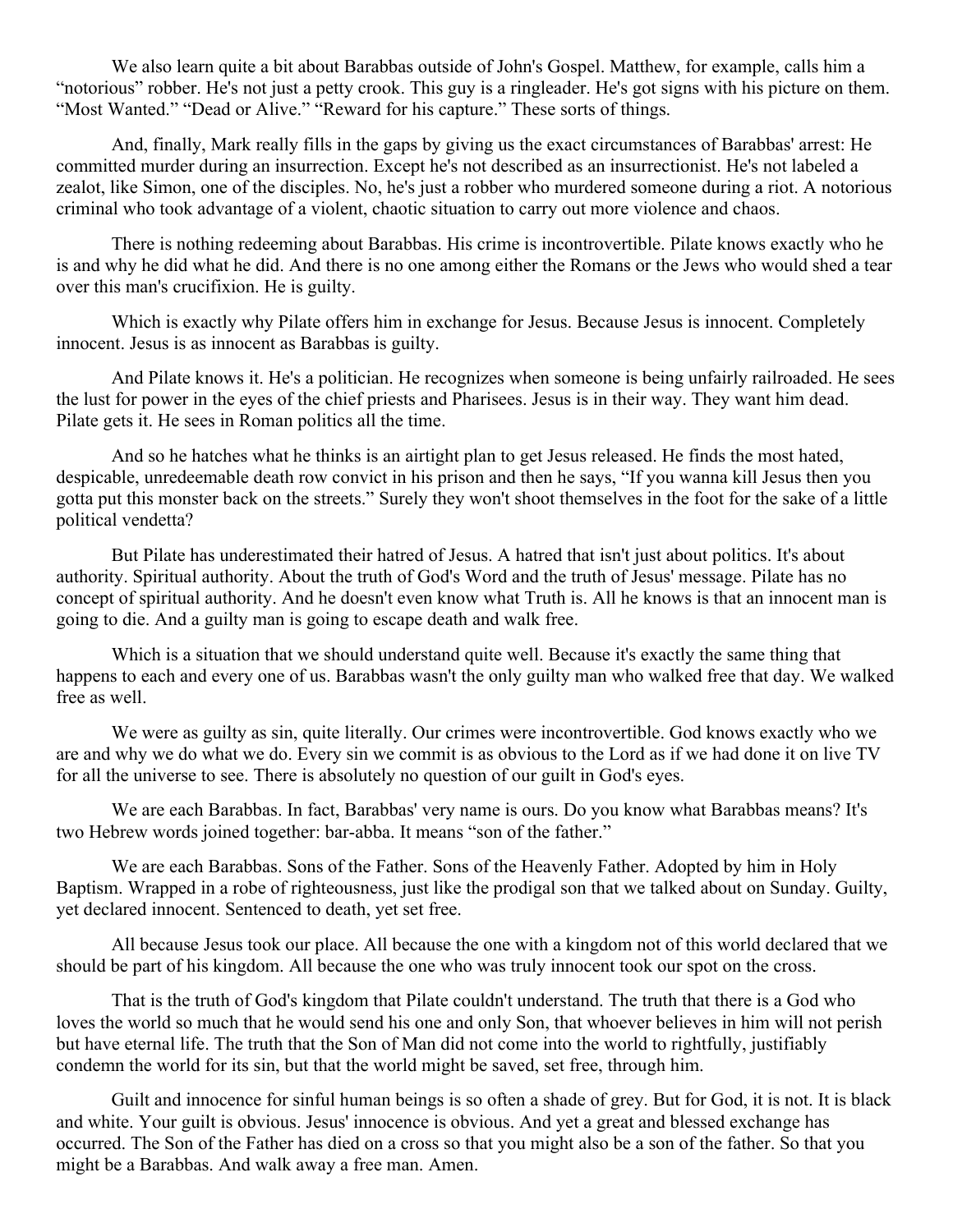We also learn quite a bit about Barabbas outside of John's Gospel. Matthew, for example, calls him a "notorious" robber. He's not just a petty crook. This guy is a ringleader. He's got signs with his picture on them. "Most Wanted." "Dead or Alive." "Reward for his capture." These sorts of things.

And, finally, Mark really fills in the gaps by giving us the exact circumstances of Barabbas' arrest: He committed murder during an insurrection. Except he's not described as an insurrectionist. He's not labeled a zealot, like Simon, one of the disciples. No, he's just a robber who murdered someone during a riot. A notorious criminal who took advantage of a violent, chaotic situation to carry out more violence and chaos.

There is nothing redeeming about Barabbas. His crime is incontrovertible. Pilate knows exactly who he is and why he did what he did. And there is no one among either the Romans or the Jews who would shed a tear over this man's crucifixion. He is guilty.

Which is exactly why Pilate offers him in exchange for Jesus. Because Jesus is innocent. Completely innocent. Jesus is as innocent as Barabbas is guilty.

And Pilate knows it. He's a politician. He recognizes when someone is being unfairly railroaded. He sees the lust for power in the eyes of the chief priests and Pharisees. Jesus is in their way. They want him dead. Pilate gets it. He sees in Roman politics all the time.

And so he hatches what he thinks is an airtight plan to get Jesus released. He finds the most hated, despicable, unredeemable death row convict in his prison and then he says, "If you wanna kill Jesus then you gotta put this monster back on the streets." Surely they won't shoot themselves in the foot for the sake of a little political vendetta?

But Pilate has underestimated their hatred of Jesus. A hatred that isn't just about politics. It's about authority. Spiritual authority. About the truth of God's Word and the truth of Jesus' message. Pilate has no concept of spiritual authority. And he doesn't even know what Truth is. All he knows is that an innocent man is going to die. And a guilty man is going to escape death and walk free.

Which is a situation that we should understand quite well. Because it's exactly the same thing that happens to each and every one of us. Barabbas wasn't the only guilty man who walked free that day. We walked free as well.

We were as guilty as sin, quite literally. Our crimes were incontrovertible. God knows exactly who we are and why we do what we do. Every sin we commit is as obvious to the Lord as if we had done it on live TV for all the universe to see. There is absolutely no question of our guilt in God's eyes.

We are each Barabbas. In fact, Barabbas' very name is ours. Do you know what Barabbas means? It's two Hebrew words joined together: bar-abba. It means "son of the father."

We are each Barabbas. Sons of the Father. Sons of the Heavenly Father. Adopted by him in Holy Baptism. Wrapped in a robe of righteousness, just like the prodigal son that we talked about on Sunday. Guilty, yet declared innocent. Sentenced to death, yet set free.

All because Jesus took our place. All because the one with a kingdom not of this world declared that we should be part of his kingdom. All because the one who was truly innocent took our spot on the cross.

That is the truth of God's kingdom that Pilate couldn't understand. The truth that there is a God who loves the world so much that he would send his one and only Son, that whoever believes in him will not perish but have eternal life. The truth that the Son of Man did not come into the world to rightfully, justifiably condemn the world for its sin, but that the world might be saved, set free, through him.

Guilt and innocence for sinful human beings is so often a shade of grey. But for God, it is not. It is black and white. Your guilt is obvious. Jesus' innocence is obvious. And yet a great and blessed exchange has occurred. The Son of the Father has died on a cross so that you might also be a son of the father. So that you might be a Barabbas. And walk away a free man. Amen.